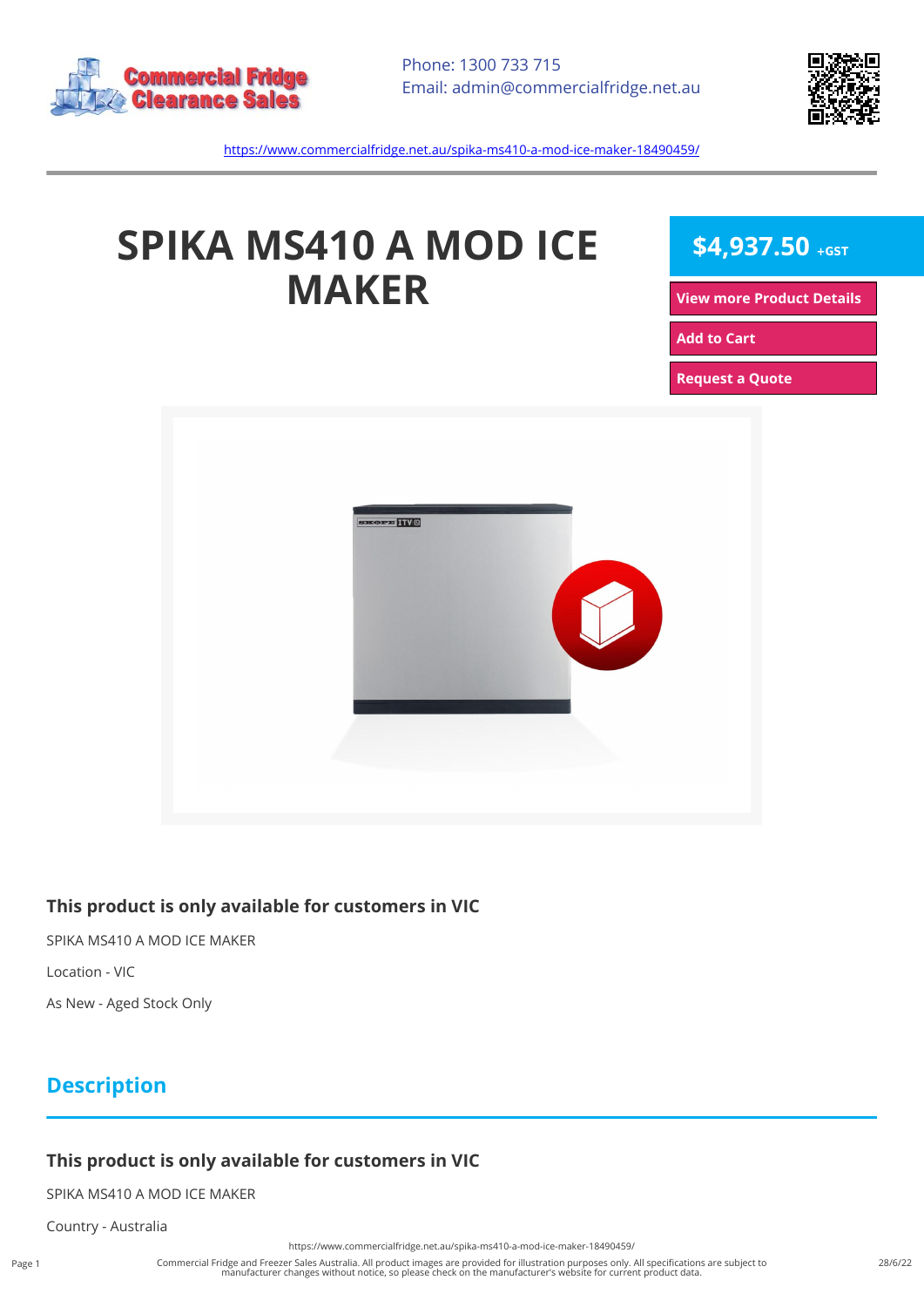Phone: 1300 733 715
Email: admin@commercialfridge.net.au

https://www.commercialfridge.net.au/spika-ms410-a-mod-ice-maker-18490459/

# SPIKA MS410 A MOD ICE MAKER

**$4,937.50** +GST

View more Product Details

Add to Cart

Request a Quote

### This product is only available for customers in VIC

SPIKA MS410 A MOD ICE MAKER

Location - VIC

As New - Aged Stock Only

## Description

### This product is only available for customers in VIC

SPIKA MS410 A MOD ICE MAKER

Country - Australia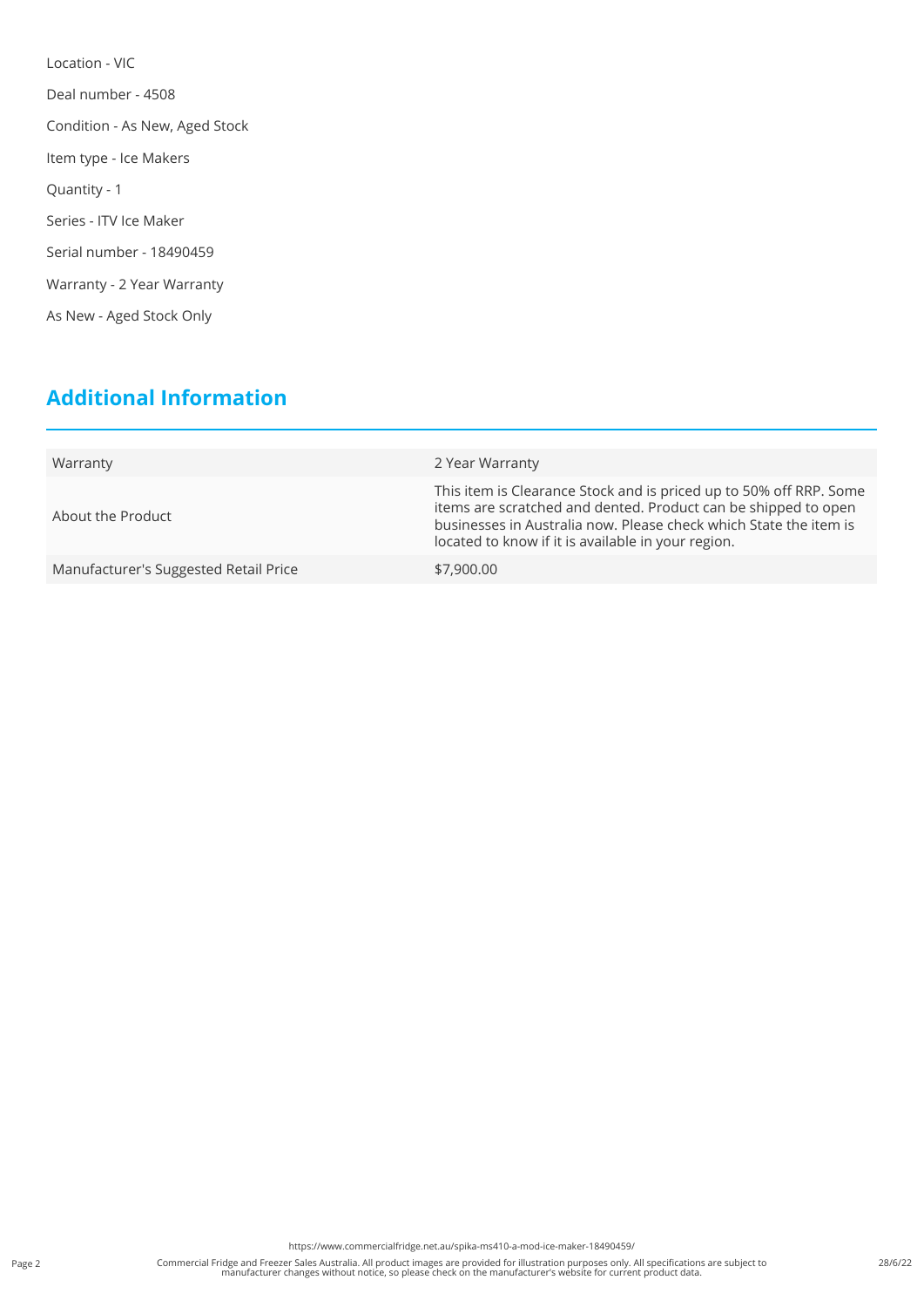Location - VIC

Deal number - 4508

Condition - As New, Aged Stock

Item type - Ice Makers

Quantity - 1

Series - ITV Ice Maker

Serial number - 18490459

Warranty - 2 Year Warranty

As New - Aged Stock Only

## Additional Information

| | |
|---|---|
| Warranty | 2 Year Warranty |
| About the Product | This item is Clearance Stock and is priced up to 50% off RRP. Some items are scratched and dented. Product can be shipped to open businesses in Australia now. Please check which State the item is located to know if it is available in your region. |
| Manufacturer's Suggested Retail Price | $7,900.00 |